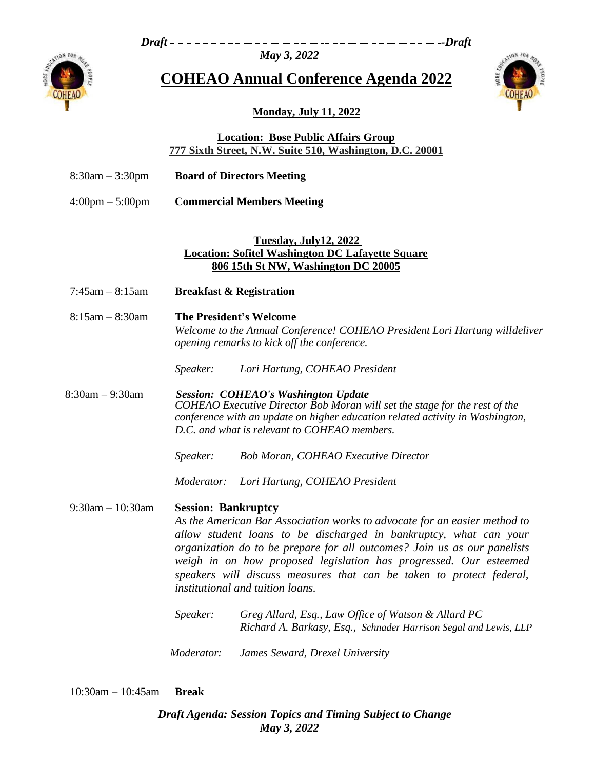*Draft – – – – – – – – – – – – – – – – – – – – – – – – – – – – – – – --Draft*

*May 3, 2022*

# COHEAO Annual Conference Agenda 2022

## Monday, July 11, 2022

**Location: Bose Public Affairs Group**
**777 Sixth Street, N.W. Suite 510, Washington, D.C. 20001**

8:30am – 3:30pm **Board of Directors Meeting**

4:00pm – 5:00pm **Commercial Members Meeting**

## Tuesday, July12, 2022

**Location: Sofitel Washington DC Lafayette Square**
**806 15th St NW, Washington DC 20005**

7:45am – 8:15am **Breakfast & Registration**

8:15am – 8:30am **The President's Welcome**
*Welcome to the Annual Conference! COHEAO President Lori Hartung willdeliver opening remarks to kick off the conference.*

*Speaker: Lori Hartung, COHEAO President*

8:30am – 9:30am ***Session: COHEAO's Washington Update***
*COHEAO Executive Director Bob Moran will set the stage for the rest of the conference with an update on higher education related activity in Washington, D.C. and what is relevant to COHEAO members.*

*Speaker: Bob Moran, COHEAO Executive Director*

*Moderator: Lori Hartung, COHEAO President*

9:30am – 10:30am **Session: Bankruptcy**
*As the American Bar Association works to advocate for an easier method to allow student loans to be discharged in bankruptcy, what can your organization do to be prepare for all outcomes? Join us as our panelists weigh in on how proposed legislation has progressed. Our esteemed speakers will discuss measures that can be taken to protect federal, institutional and tuition loans.*

*Speaker: Greg Allard, Esq., Law Office of Watson & Allard PC*
*Richard A. Barkasy, Esq., Schnader Harrison Segal and Lewis, LLP*

*Moderator: James Seward, Drexel University*

10:30am – 10:45am **Break**

***Draft Agenda: Session Topics and Timing Subject to Change***
***May 3, 2022***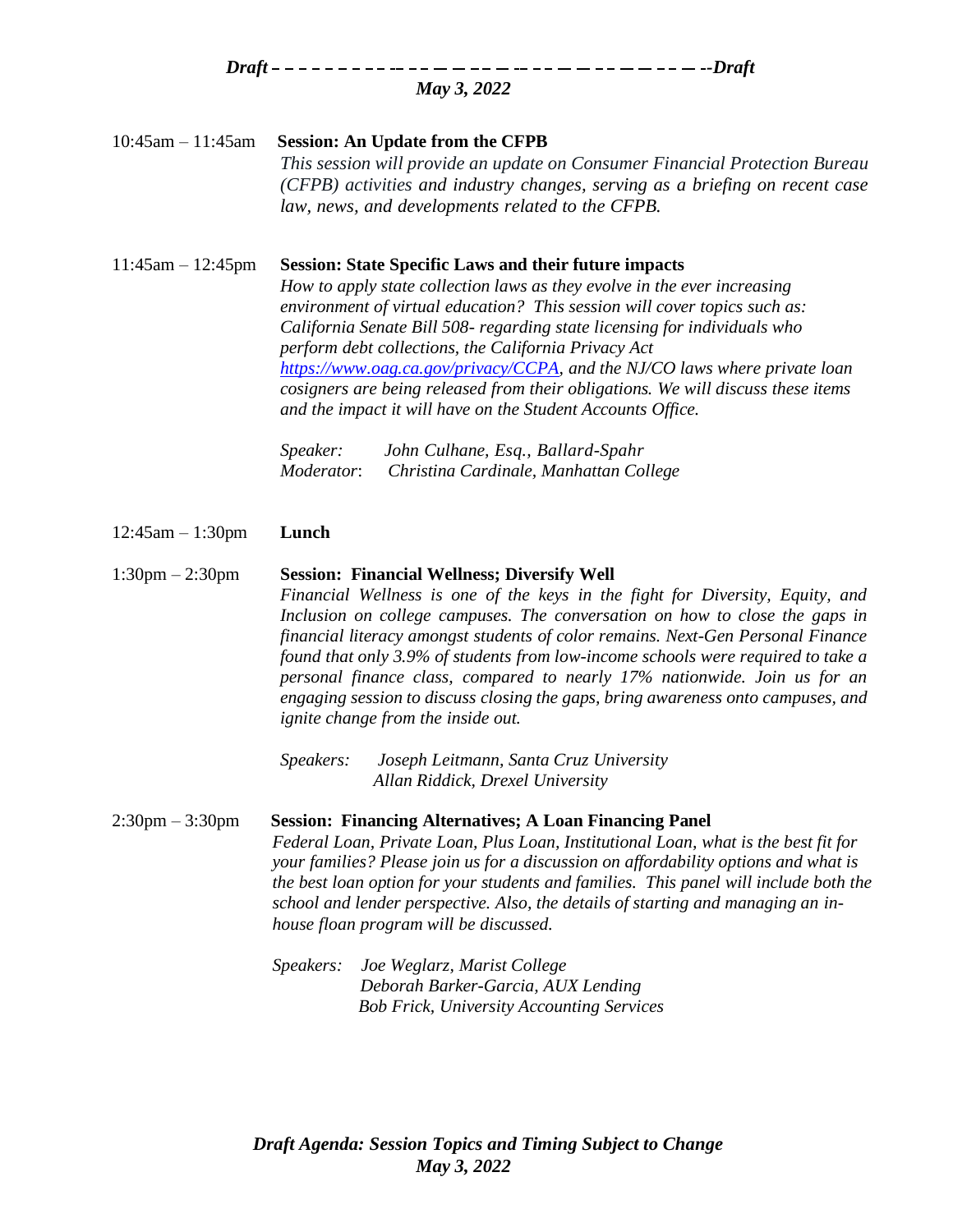**10:45am – 11:45am** **Session: An Update from the CFPB**

*This session will provide an update on Consumer Financial Protection Bureau (CFPB) activities and industry changes, serving as a briefing on recent case law, news, and developments related to the CFPB.*

**11:45am – 12:45pm** **Session: State Specific Laws and their future impacts**

*How to apply state collection laws as they evolve in the ever increasing environment of virtual education? This session will cover topics such as: California Senate Bill 508- regarding state licensing for individuals who perform debt collections, the California Privacy Act [https://www.oag.ca.gov/privacy/CCPA](https://www.oag.ca.gov/privacy/CCPA), and the NJ/CO laws where private loan cosigners are being released from their obligations. We will discuss these items and the impact it will have on the Student Accounts Office.*

*Speaker:* *John Culhane, Esq., Ballard-Spahr*
*Moderator*: *Christina Cardinale, Manhattan College*

**12:45am – 1:30pm** **Lunch**

**1:30pm – 2:30pm** **Session: Financial Wellness; Diversify Well**

*Financial Wellness is one of the keys in the fight for Diversity, Equity, and Inclusion on college campuses. The conversation on how to close the gaps in financial literacy amongst students of color remains. Next-Gen Personal Finance found that only 3.9% of students from low-income schools were required to take a personal finance class, compared to nearly 17% nationwide. Join us for an engaging session to discuss closing the gaps, bring awareness onto campuses, and ignite change from the inside out.*

*Speakers:* *Joseph Leitmann, Santa Cruz University*
*Allan Riddick, Drexel University*

**2:30pm – 3:30pm** **Session: Financing Alternatives; A Loan Financing Panel**

*Federal Loan, Private Loan, Plus Loan, Institutional Loan, what is the best fit for your families? Please join us for a discussion on affordability options and what is the best loan option for your students and families. This panel will include both the school and lender perspective. Also, the details of starting and managing an in-house floan program will be discussed.*

*Speakers:* *Joe Weglarz, Marist College*
*Deborah Barker-Garcia, AUX Lending*
*Bob Frick, University Accounting Services*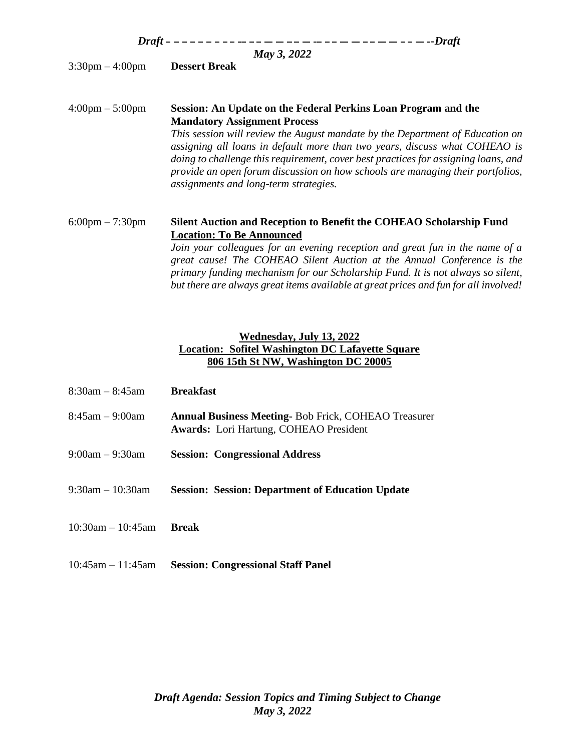| | |
|---|---|
| 3:30pm – 4:00pm | **Dessert Break** |
| 4:00pm – 5:00pm | **Session: An Update on the Federal Perkins Loan Program and the Mandatory Assignment Process**<br>*This session will review the August mandate by the Department of Education on assigning all loans in default more than two years, discuss what COHEAO is doing to challenge this requirement, cover best practices for assigning loans, and provide an open forum discussion on how schools are managing their portfolios, assignments and long-term strategies.* |
| 6:00pm – 7:30pm | **Silent Auction and Reception to Benefit the COHEAO Scholarship Fund**<br>**Location: To Be Announced**<br>*Join your colleagues for an evening reception and great fun in the name of a great cause! The COHEAO Silent Auction at the Annual Conference is the primary funding mechanism for our Scholarship Fund. It is not always so silent, but there are always great items available at great prices and fun for all involved!* |

## Wednesday, July 13, 2022
**Location: Sofitel Washington DC Lafayette Square**
**806 15th St NW, Washington DC 20005**

| | |
|---|---|
| 8:30am – 8:45am | **Breakfast** |
| 8:45am – 9:00am | **Annual Business Meeting-** Bob Frick, COHEAO Treasurer<br>**Awards:** Lori Hartung, COHEAO President |
| 9:00am – 9:30am | **Session: Congressional Address** |
| 9:30am – 10:30am | **Session: Session: Department of Education Update** |
| 10:30am – 10:45am | **Break** |
| 10:45am – 11:45am | **Session: Congressional Staff Panel** |

*Draft Agenda: Session Topics and Timing Subject to Change*
*May 3, 2022*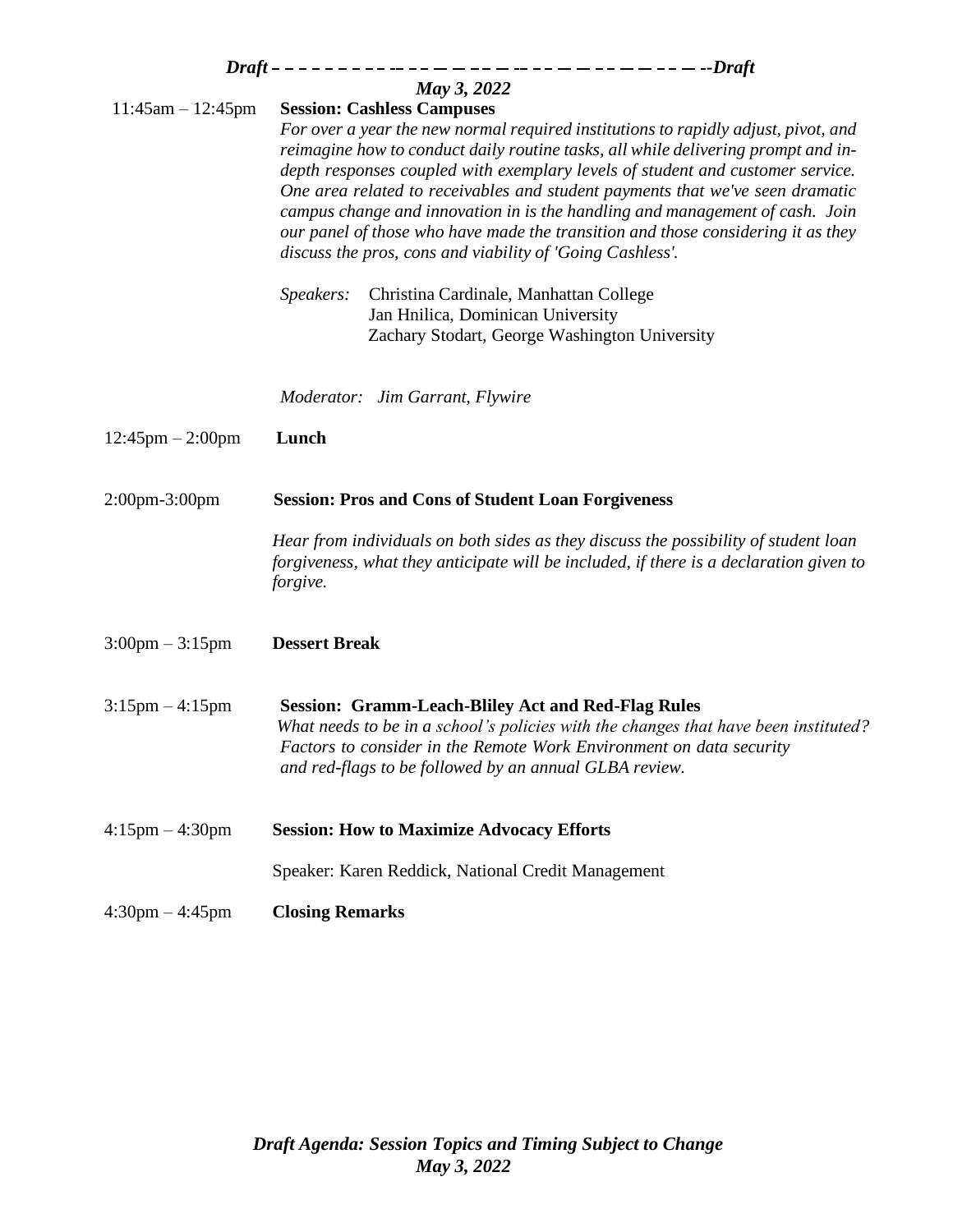*Draft – – – – – – – – – -- – – — — – – – -- – – – — — – – – – – – — --Draft*

*May 3, 2022*

| | |
|---|---|
| 11:45am – 12:45pm | **Session: Cashless Campuses**<br>*For over a year the new normal required institutions to rapidly adjust, pivot, and reimagine how to conduct daily routine tasks, all while delivering prompt and in-depth responses coupled with exemplary levels of student and customer service. One area related to receivables and student payments that we've seen dramatic campus change and innovation in is the handling and management of cash. Join our panel of those who have made the transition and those considering it as they discuss the pros, cons and viability of 'Going Cashless'.*<br><br>*Speakers:* Christina Cardinale, Manhattan College<br>Jan Hnilica, Dominican University<br>Zachary Stodart, George Washington University<br><br>*Moderator: Jim Garrant, Flywire* |
| 12:45pm – 2:00pm | **Lunch** |
| 2:00pm-3:00pm | **Session: Pros and Cons of Student Loan Forgiveness**<br><br>*Hear from individuals on both sides as they discuss the possibility of student loan forgiveness, what they anticipate will be included, if there is a declaration given to forgive.* |
| 3:00pm – 3:15pm | **Dessert Break** |
| 3:15pm – 4:15pm | **Session: Gramm-Leach-Bliley Act and Red-Flag Rules**<br>*What needs to be in a school's policies with the changes that have been instituted? Factors to consider in the Remote Work Environment on data security and red-flags to be followed by an annual GLBA review.* |
| 4:15pm – 4:30pm | **Session: How to Maximize Advocacy Efforts**<br><br>Speaker: Karen Reddick, National Credit Management |
| 4:30pm – 4:45pm | **Closing Remarks** |

*Draft Agenda: Session Topics and Timing Subject to Change*
*May 3, 2022*